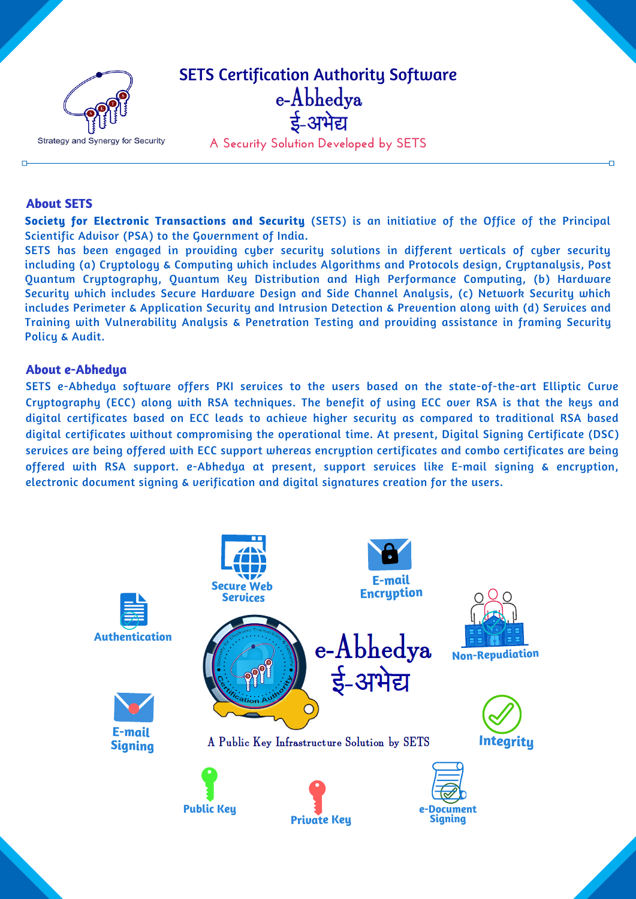Strategy and Synergy for Security

# SETS Certification Authority Software

# e-Abhedya

# ई-अभेद्य

A Security Solution Developed by SETS

## About SETS

**Society for Electronic Transactions and Security** (SETS) is an initiative of the Office of the Principal Scientific Advisor (PSA) to the Government of India.

SETS has been engaged in providing cyber security solutions in different verticals of cyber security including (a) Cryptology & Computing which includes Algorithms and Protocols design, Cryptanalysis, Post Quantum Cryptography, Quantum Key Distribution and High Performance Computing, (b) Hardware Security which includes Secure Hardware Design and Side Channel Analysis, (c) Network Security which includes Perimeter & Application Security and Intrusion Detection & Prevention along with (d) Services and Training with Vulnerability Analysis & Penetration Testing and providing assistance in framing Security Policy & Audit.

## About e-Abhedya

SETS e-Abhedya software offers PKI services to the users based on the state-of-the-art Elliptic Curve Cryptography (ECC) along with RSA techniques. The benefit of using ECC over RSA is that the keys and digital certificates based on ECC leads to achieve higher security as compared to traditional RSA based digital certificates without compromising the operational time. At present, Digital Signing Certificate (DSC) services are being offered with ECC support whereas encryption certificates and combo certificates are being offered with RSA support. e-Abhedya at present, support services like E-mail signing & encryption, electronic document signing & verification and digital signatures creation for the users.

Secure Web Services

E-mail Encryption

Authentication

Non-Repudiation

e-Abhedya

ई-अभेद्य

E-mail Signing

A Public Key Infrastructure Solution by SETS

Integrity

Public Key

Private Key

e-Document Signing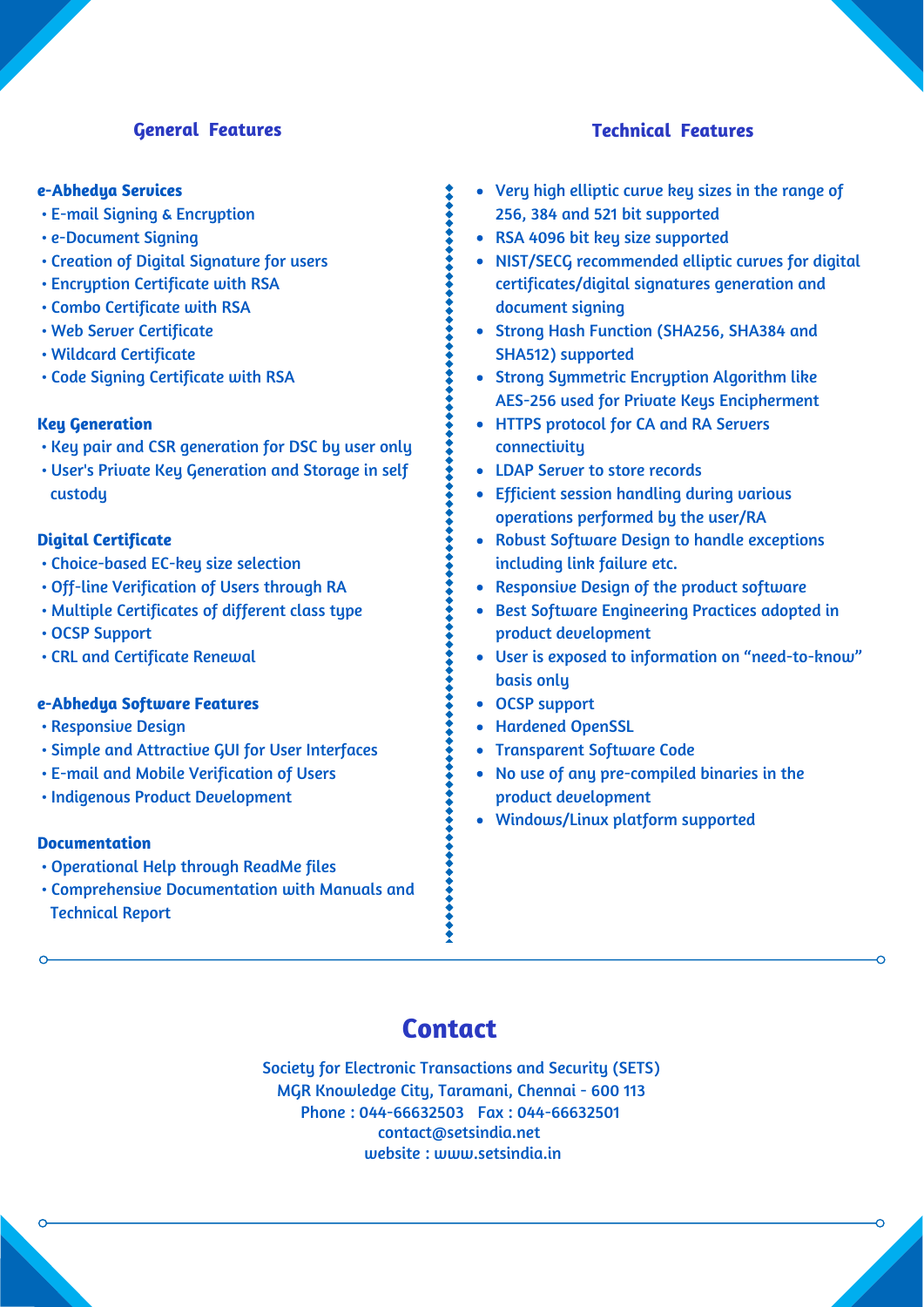## General Features

**e-Abhedya Services**

- E-mail Signing & Encryption
- e-Document Signing
- Creation of Digital Signature for users
- Encryption Certificate with RSA
- Combo Certificate with RSA
- Web Server Certificate
- Wildcard Certificate
- Code Signing Certificate with RSA

**Key Generation**

- Key pair and CSR generation for DSC by user only
- User's Private Key Generation and Storage in self custody

**Digital Certificate**

- Choice-based EC-key size selection
- Off-line Verification of Users through RA
- Multiple Certificates of different class type
- OCSP Support
- CRL and Certificate Renewal

**e-Abhedya Software Features**

- Responsive Design
- Simple and Attractive GUI for User Interfaces
- E-mail and Mobile Verification of Users
- Indigenous Product Development

**Documentation**

- Operational Help through ReadMe files
- Comprehensive Documentation with Manuals and Technical Report

## Technical Features

- Very high elliptic curve key sizes in the range of 256, 384 and 521 bit supported
- RSA 4096 bit key size supported
- NIST/SECG recommended elliptic curves for digital certificates/digital signatures generation and document signing
- Strong Hash Function (SHA256, SHA384 and SHA512) supported
- Strong Symmetric Encryption Algorithm like AES-256 used for Private Keys Encipherment
- HTTPS protocol for CA and RA Servers connectivity
- LDAP Server to store records
- Efficient session handling during various operations performed by the user/RA
- Robust Software Design to handle exceptions including link failure etc.
- Responsive Design of the product software
- Best Software Engineering Practices adopted in product development
- User is exposed to information on “need-to-know” basis only
- OCSP support
- Hardened OpenSSL
- Transparent Software Code
- No use of any pre-compiled binaries in the product development
- Windows/Linux platform supported

# Contact

Society for Electronic Transactions and Security (SETS)
MGR Knowledge City, Taramani, Chennai - 600 113
Phone : 044-66632503 Fax : 044-66632501
contact@setsindia.net
website : www.setsindia.in